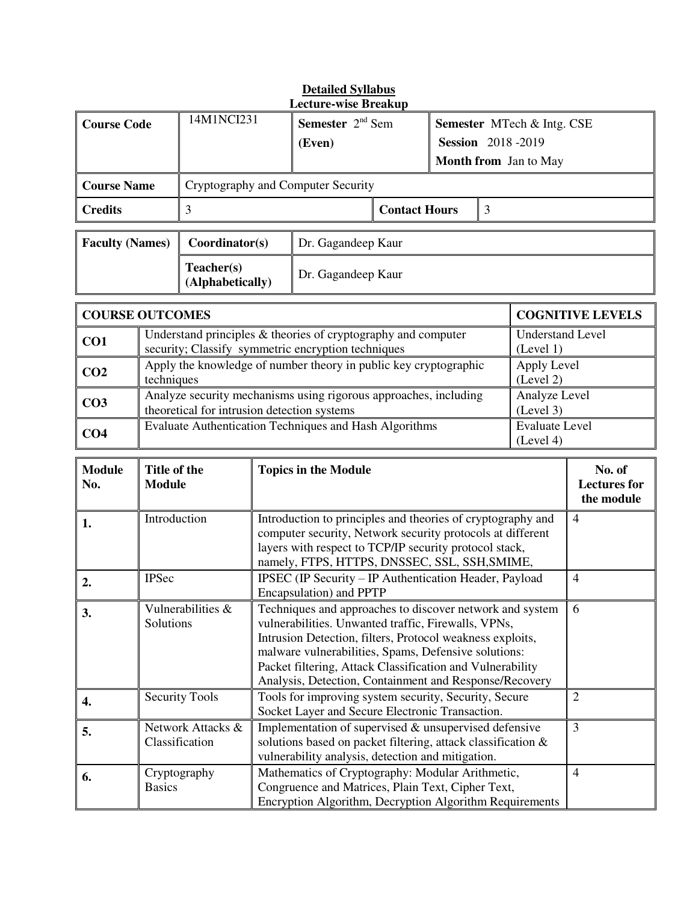**Detailed Syllabus**
**Lecture-wise Breakup**

| Course Code | 14M1NCI231 | Semester 2nd Sem (Even) | Semester MTech & Intg. CSE<br>Session 2018 -2019<br>Month from Jan to May |
|---|---|---|---|
| Course Name | Cryptography and Computer Security | | |
| Credits | 3 | Contact Hours | 3 |

| Faculty (Names) | Coordinator(s) | Dr. Gagandeep Kaur |
|---|---|---|
| | Teacher(s) (Alphabetically) | Dr. Gagandeep Kaur |

| COURSE OUTCOMES | | COGNITIVE LEVELS |
|---|---|---|
| CO1 | Understand principles & theories of cryptography and computer security; Classify symmetric encryption techniques | Understand Level (Level 1) |
| CO2 | Apply the knowledge of number theory in public key cryptographic techniques | Apply Level (Level 2) |
| CO3 | Analyze security mechanisms using rigorous approaches, including theoretical for intrusion detection systems | Analyze Level (Level 3) |
| CO4 | Evaluate Authentication Techniques and Hash Algorithms | Evaluate Level (Level 4) |

| Module No. | Title of the Module | Topics in the Module | No. of Lectures for the module |
|---|---|---|---|
| 1. | Introduction | Introduction to principles and theories of cryptography and computer security, Network security protocols at different layers with respect to TCP/IP security protocol stack, namely, FTPS, HTTPS, DNSSEC, SSL, SSH,SMIME, | 4 |
| 2. | IPSec | IPSEC (IP Security – IP Authentication Header, Payload Encapsulation) and PPTP | 4 |
| 3. | Vulnerabilities & Solutions | Techniques and approaches to discover network and system vulnerabilities. Unwanted traffic, Firewalls, VPNs, Intrusion Detection, filters, Protocol weakness exploits, malware vulnerabilities, Spams, Defensive solutions: Packet filtering, Attack Classification and Vulnerability Analysis, Detection, Containment and Response/Recovery | 6 |
| 4. | Security Tools | Tools for improving system security, Security, Secure Socket Layer and Secure Electronic Transaction. | 2 |
| 5. | Network Attacks & Classification | Implementation of supervised & unsupervised defensive solutions based on packet filtering, attack classification & vulnerability analysis, detection and mitigation. | 3 |
| 6. | Cryptography Basics | Mathematics of Cryptography: Modular Arithmetic, Congruence and Matrices, Plain Text, Cipher Text, Encryption Algorithm, Decryption Algorithm Requirements | 4 |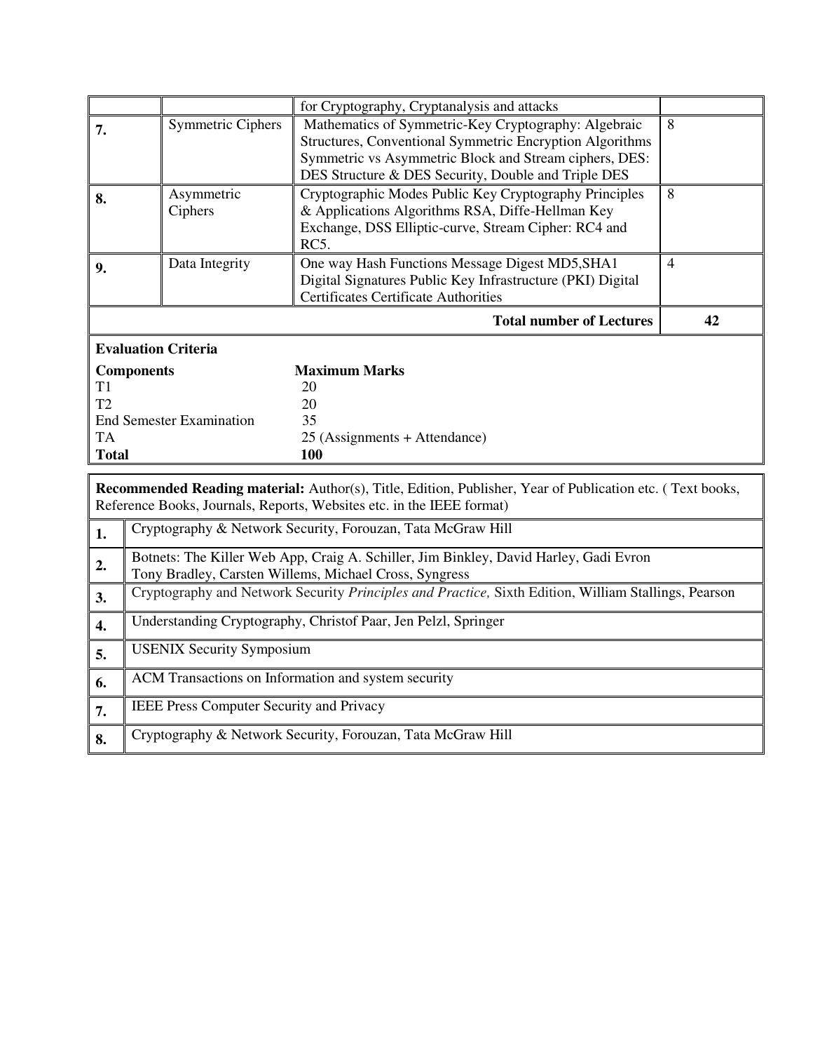| | | | |
|---|---|---|---|
| | | for Cryptography, Cryptanalysis and attacks | |
| **7.** | Symmetric Ciphers | Mathematics of Symmetric-Key Cryptography: Algebraic Structures, Conventional Symmetric Encryption Algorithms Symmetric vs Asymmetric Block and Stream ciphers, DES: DES Structure & DES Security, Double and Triple DES | 8 |
| **8.** | Asymmetric Ciphers | Cryptographic Modes Public Key Cryptography Principles & Applications Algorithms RSA, Diffe-Hellman Key Exchange, DSS Elliptic-curve, Stream Cipher: RC4 and RC5. | 8 |
| **9.** | Data Integrity | One way Hash Functions Message Digest MD5,SHA1 Digital Signatures Public Key Infrastructure (PKI) Digital Certificates Certificate Authorities | 4 |
| | | **Total number of Lectures** | **42** |

**Evaluation Criteria**

| **Components** | **Maximum Marks** |
|---|---|
| T1 | 20 |
| T2 | 20 |
| End Semester Examination | 35 |
| TA | 25 (Assignments + Attendance) |
| **Total** | **100** |

**Recommended Reading material:** Author(s), Title, Edition, Publisher, Year of Publication etc. ( Text books, Reference Books, Journals, Reports, Websites etc. in the IEEE format)

| | |
|---|---|
| **1.** | Cryptography & Network Security, Forouzan, Tata McGraw Hill |
| **2.** | Botnets: The Killer Web App, Craig A. Schiller, Jim Binkley, David Harley, Gadi Evron Tony Bradley, Carsten Willems, Michael Cross, Syngress |
| **3.** | Cryptography and Network Security *Principles and Practice,* Sixth Edition, William Stallings, Pearson |
| **4.** | Understanding Cryptography, Christof Paar, Jen Pelzl, Springer |
| **5.** | USENIX Security Symposium |
| **6.** | ACM Transactions on Information and system security |
| **7.** | IEEE Press Computer Security and Privacy |
| **8.** | Cryptography & Network Security, Forouzan, Tata McGraw Hill |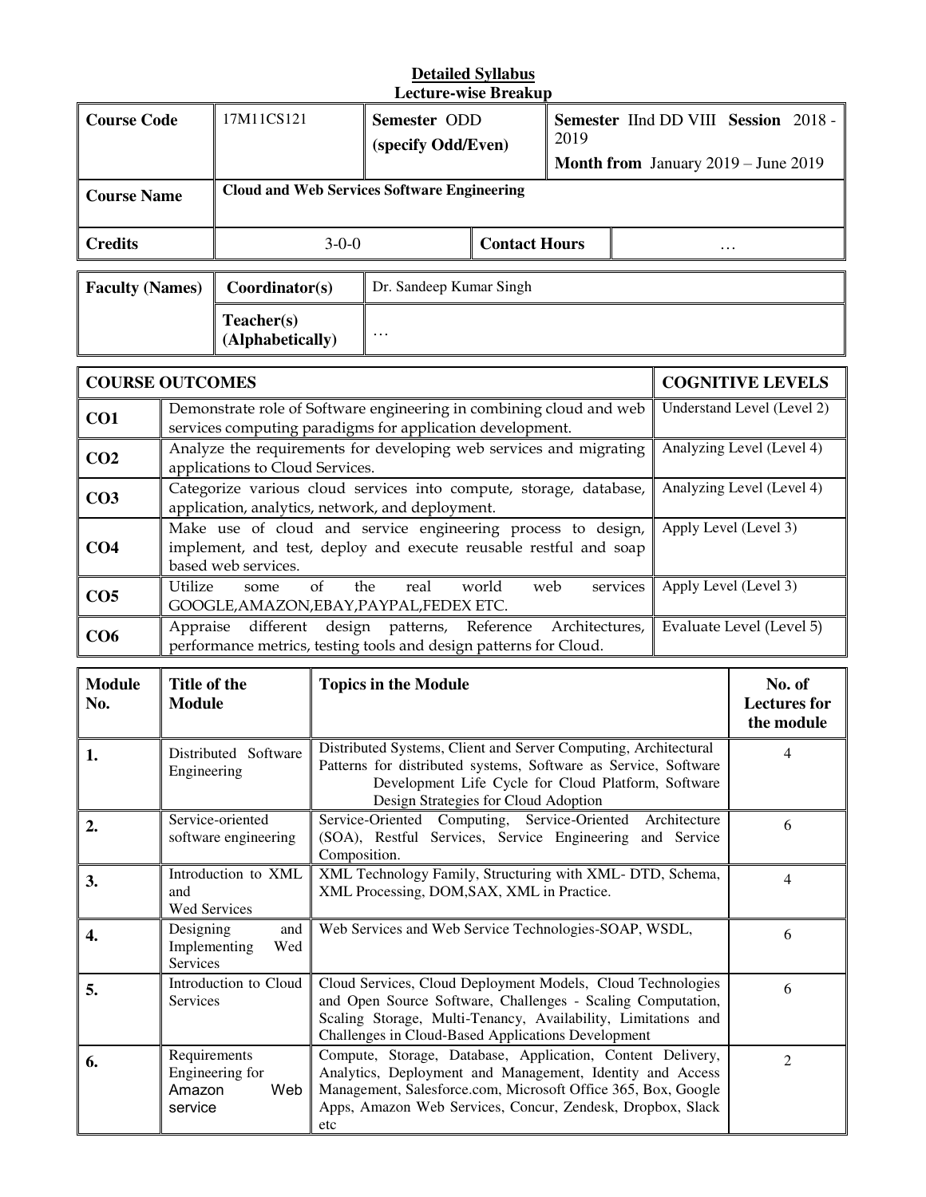**Detailed Syllabus**
**Lecture-wise Breakup**

| **Course Code** | 17M11CS121 | **Semester** ODD **(specify Odd/Even)** | **Semester** IInd DD VIII **Session** 2018 - 2019 **Month from** January 2019 – June 2019 |
|---|---|---|---|
| **Course Name** | **Cloud and Web Services Software Engineering** | | |
| **Credits** | 3-0-0 | **Contact Hours** | … |

| **Faculty (Names)** | **Coordinator(s)** | Dr. Sandeep Kumar Singh |
|---|---|---|
| | **Teacher(s) (Alphabetically)** | … |

| **COURSE OUTCOMES** | | **COGNITIVE LEVELS** |
|---|---|---|
| **CO1** | Demonstrate role of Software engineering in combining cloud and web services computing paradigms for application development. | Understand Level (Level 2) |
| **CO2** | Analyze the requirements for developing web services and migrating applications to Cloud Services. | Analyzing Level (Level 4) |
| **CO3** | Categorize various cloud services into compute, storage, database, application, analytics, network, and deployment. | Analyzing Level (Level 4) |
| **CO4** | Make use of cloud and service engineering process to design, implement, and test, deploy and execute reusable restful and soap based web services. | Apply Level (Level 3) |
| **CO5** | Utilize some of the real world web services GOOGLE,AMAZON,EBAY,PAYPAL,FEDEX ETC. | Apply Level (Level 3) |
| **CO6** | Appraise different design patterns, Reference Architectures, performance metrics, testing tools and design patterns for Cloud. | Evaluate Level (Level 5) |

| **Module No.** | **Title of the Module** | **Topics in the Module** | **No. of Lectures for the module** |
|---|---|---|---|
| **1.** | Distributed Software Engineering | Distributed Systems, Client and Server Computing, Architectural Patterns for distributed systems, Software as Service, Software Development Life Cycle for Cloud Platform, Software Design Strategies for Cloud Adoption | 4 |
| **2.** | Service-oriented software engineering | Service-Oriented Computing, Service-Oriented Architecture (SOA), Restful Services, Service Engineering and Service Composition. | 6 |
| **3.** | Introduction to XML and Wed Services | XML Technology Family, Structuring with XML- DTD, Schema, XML Processing, DOM,SAX, XML in Practice. | 4 |
| **4.** | Designing and Implementing Wed Services | Web Services and Web Service Technologies-SOAP, WSDL, | 6 |
| **5.** | Introduction to Cloud Services | Cloud Services, Cloud Deployment Models, Cloud Technologies and Open Source Software, Challenges - Scaling Computation, Scaling Storage, Multi-Tenancy, Availability, Limitations and Challenges in Cloud-Based Applications Development | 6 |
| **6.** | Requirements Engineering for Amazon Web service | Compute, Storage, Database, Application, Content Delivery, Analytics, Deployment and Management, Identity and Access Management, Salesforce.com, Microsoft Office 365, Box, Google Apps, Amazon Web Services, Concur, Zendesk, Dropbox, Slack etc | 2 |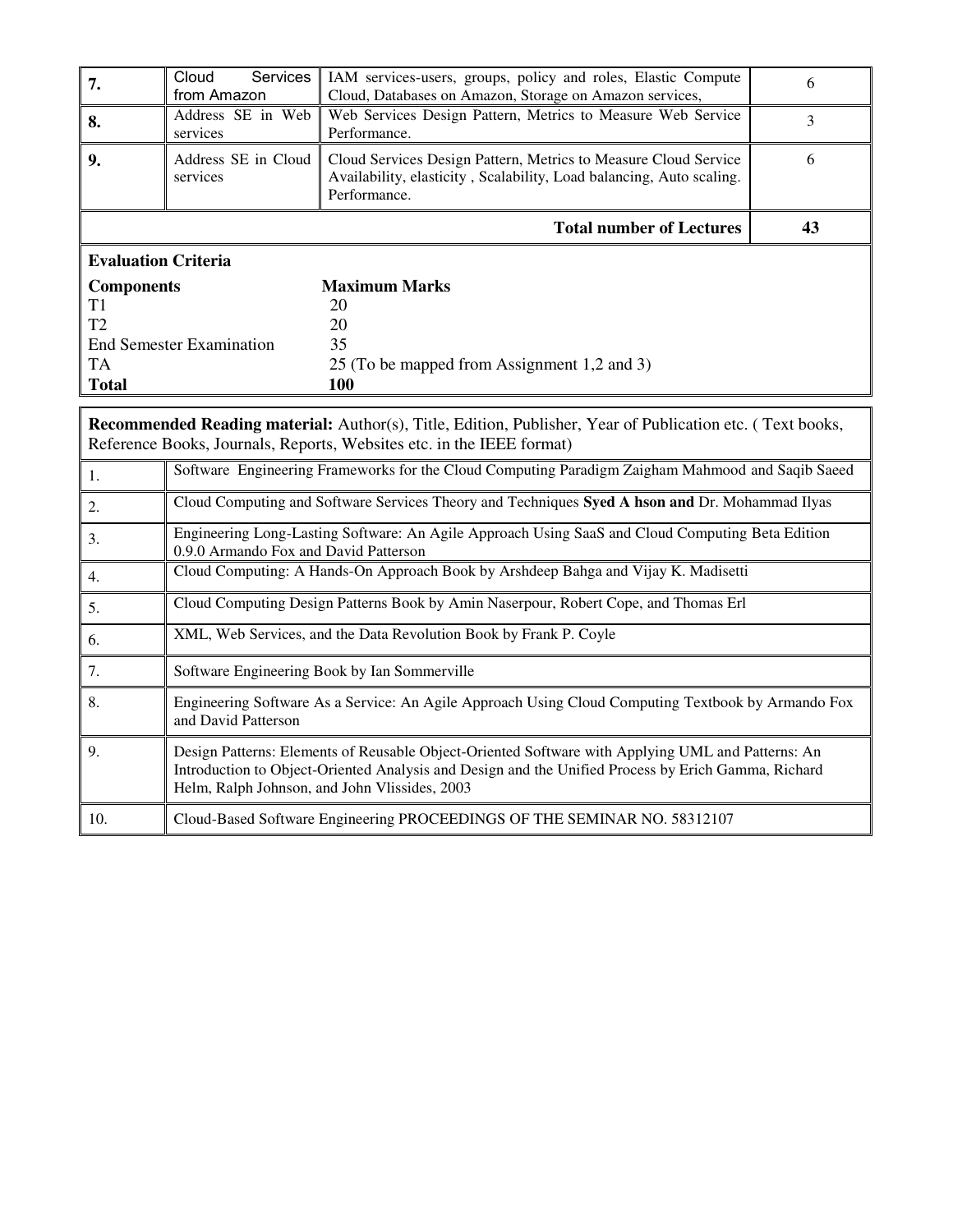| 7. | Cloud Services from Amazon | IAM services-users, groups, policy and roles, Elastic Compute Cloud, Databases on Amazon, Storage on Amazon services, | 6 |
|---|---|---|---|
| 8. | Address SE in Web services | Web Services Design Pattern, Metrics to Measure Web Service Performance. | 3 |
| 9. | Address SE in Cloud services | Cloud Services Design Pattern, Metrics to Measure Cloud Service Availability, elasticity , Scalability, Load balancing, Auto scaling. Performance. | 6 |
| | | **Total number of Lectures** | **43** |

**Evaluation Criteria**

| **Components** | **Maximum Marks** |
|---|---|
| T1 | 20 |
| T2 | 20 |
| End Semester Examination | 35 |
| TA | 25 (To be mapped from Assignment 1,2 and 3) |
| **Total** | **100** |

**Recommended Reading material:** Author(s), Title, Edition, Publisher, Year of Publication etc. ( Text books, Reference Books, Journals, Reports, Websites etc. in the IEEE format)

| | |
|---|---|
| 1. | Software Engineering Frameworks for the Cloud Computing Paradigm Zaigham Mahmood and Saqib Saeed |
| 2. | Cloud Computing and Software Services Theory and Techniques **Syed A hson and** Dr. Mohammad Ilyas |
| 3. | Engineering Long-Lasting Software: An Agile Approach Using SaaS and Cloud Computing Beta Edition 0.9.0 Armando Fox and David Patterson |
| 4. | Cloud Computing: A Hands-On Approach Book by Arshdeep Bahga and Vijay K. Madisetti |
| 5. | Cloud Computing Design Patterns Book by Amin Naserpour, Robert Cope, and Thomas Erl |
| 6. | XML, Web Services, and the Data Revolution Book by Frank P. Coyle |
| 7. | Software Engineering Book by Ian Sommerville |
| 8. | Engineering Software As a Service: An Agile Approach Using Cloud Computing Textbook by Armando Fox and David Patterson |
| 9. | Design Patterns: Elements of Reusable Object-Oriented Software with Applying UML and Patterns: An Introduction to Object-Oriented Analysis and Design and the Unified Process by Erich Gamma, Richard Helm, Ralph Johnson, and John Vlissides, 2003 |
| 10. | Cloud-Based Software Engineering PROCEEDINGS OF THE SEMINAR NO. 58312107 |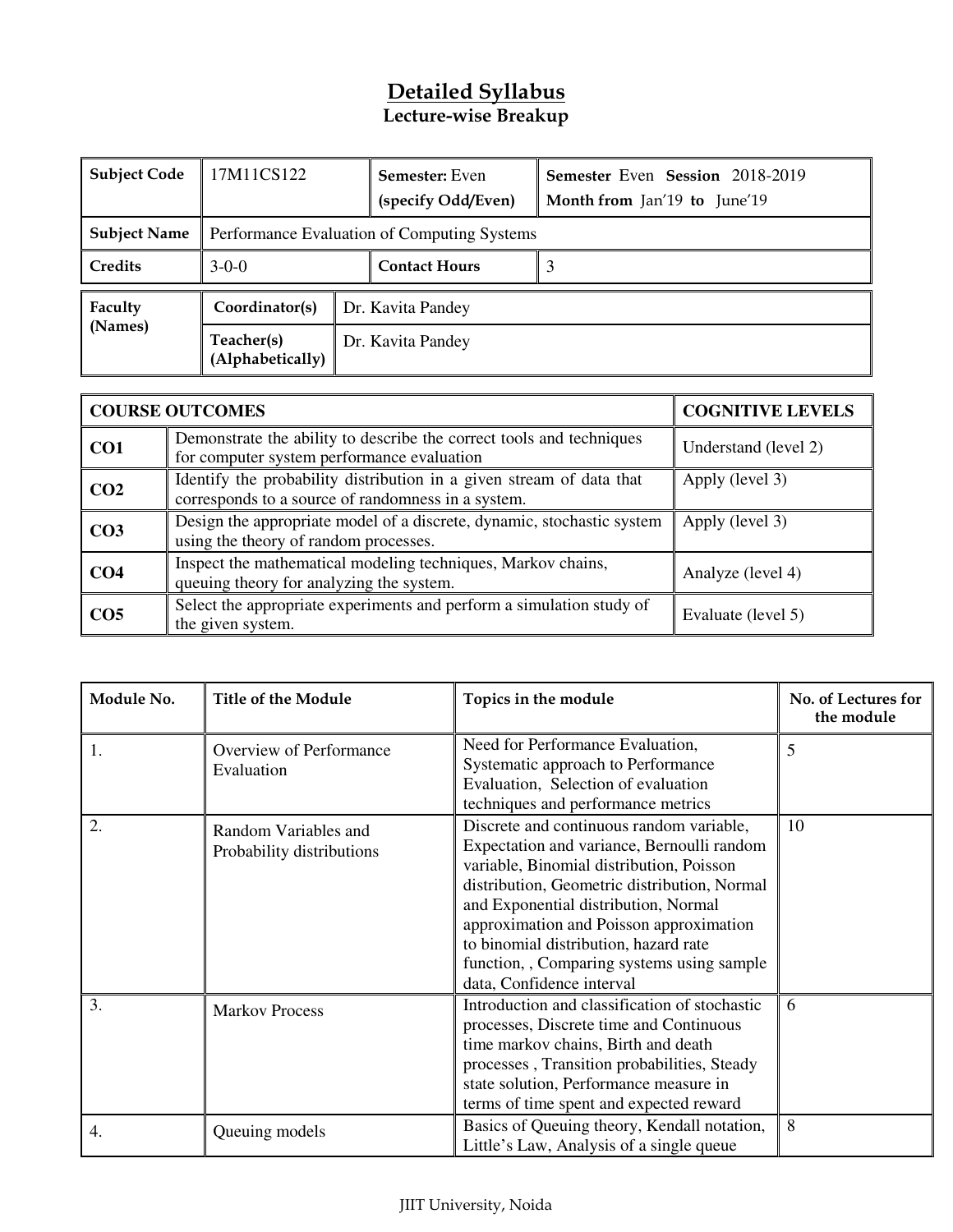# Detailed Syllabus

## Lecture-wise Breakup

| Subject Code | 17M11CS122 | Semester: Even (specify Odd/Even) | Semester Even Session 2018-2019 Month from Jan'19 to June'19 |
|---|---|---|---|
| Subject Name | Performance Evaluation of Computing Systems | | |
| Credits | 3-0-0 | Contact Hours | 3 |

| Faculty (Names) | Coordinator(s) | Dr. Kavita Pandey |
|---|---|---|
| | Teacher(s) (Alphabetically) | Dr. Kavita Pandey |

| COURSE OUTCOMES | | COGNITIVE LEVELS |
|---|---|---|
| CO1 | Demonstrate the ability to describe the correct tools and techniques for computer system performance evaluation | Understand (level 2) |
| CO2 | Identify the probability distribution in a given stream of data that corresponds to a source of randomness in a system. | Apply (level 3) |
| CO3 | Design the appropriate model of a discrete, dynamic, stochastic system using the theory of random processes. | Apply (level 3) |
| CO4 | Inspect the mathematical modeling techniques, Markov chains, queuing theory for analyzing the system. | Analyze (level 4) |
| CO5 | Select the appropriate experiments and perform a simulation study of the given system. | Evaluate (level 5) |

| Module No. | Title of the Module | Topics in the module | No. of Lectures for the module |
|---|---|---|---|
| 1. | Overview of Performance Evaluation | Need for Performance Evaluation, Systematic approach to Performance Evaluation, Selection of evaluation techniques and performance metrics | 5 |
| 2. | Random Variables and Probability distributions | Discrete and continuous random variable, Expectation and variance, Bernoulli random variable, Binomial distribution, Poisson distribution, Geometric distribution, Normal and Exponential distribution, Normal approximation and Poisson approximation to binomial distribution, hazard rate function, , Comparing systems using sample data, Confidence interval | 10 |
| 3. | Markov Process | Introduction and classification of stochastic processes, Discrete time and Continuous time markov chains, Birth and death processes , Transition probabilities, Steady state solution, Performance measure in terms of time spent and expected reward | 6 |
| 4. | Queuing models | Basics of Queuing theory, Kendall notation, Little's Law, Analysis of a single queue | 8 |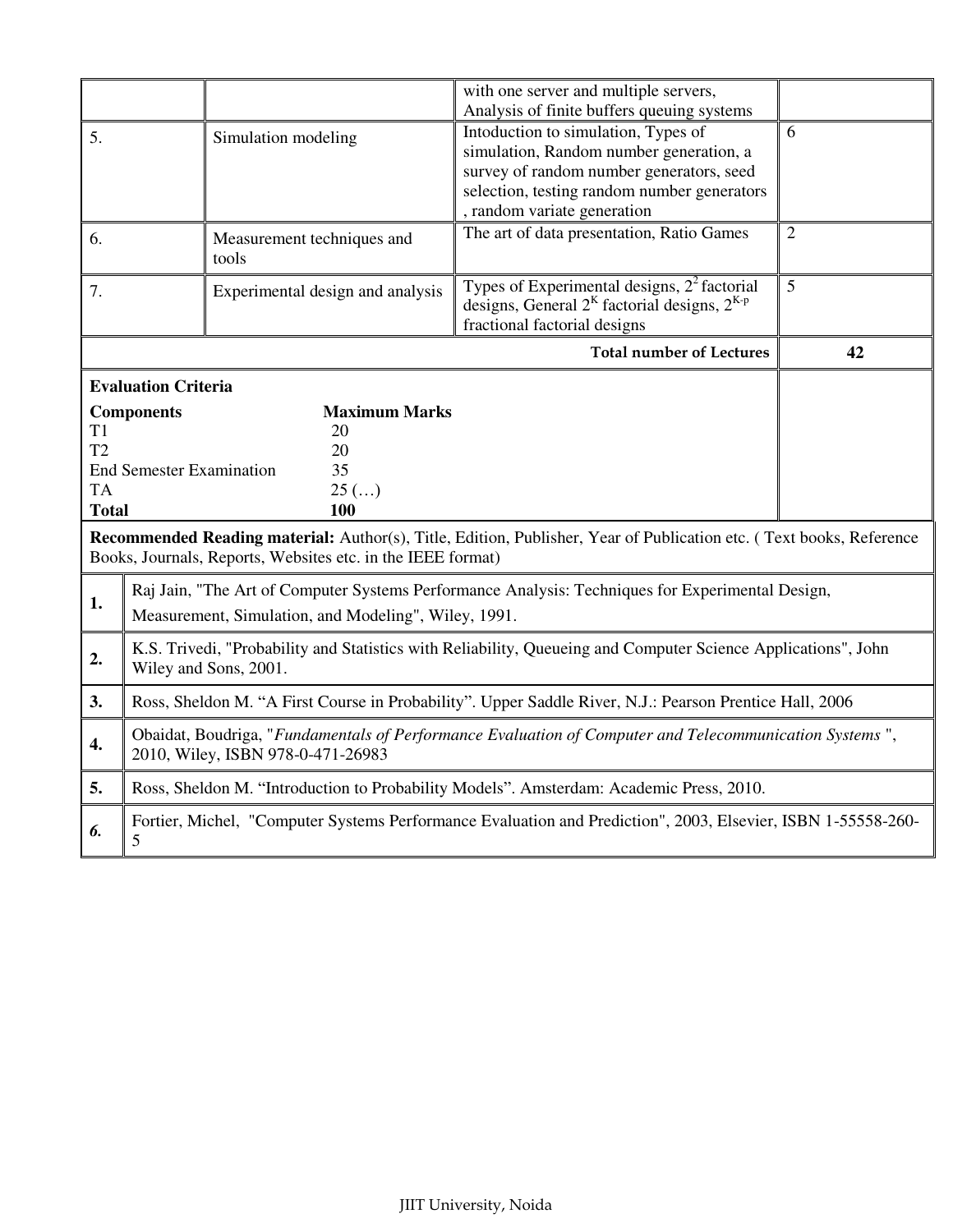|  |  | with one server and multiple servers, Analysis of finite buffers queuing systems |  |
|---|---|---|---|
| 5. | Simulation modeling | Intoduction to simulation, Types of simulation, Random number generation, a survey of random number generators, seed selection, testing random number generators , random variate generation | 6 |
| 6. | Measurement techniques and tools | The art of data presentation, Ratio Games | 2 |
| 7. | Experimental design and analysis | Types of Experimental designs, $2^2$ factorial designs, General $2^K$ factorial designs, $2^{K-p}$ fractional factorial designs | 5 |
|  |  | **Total number of Lectures** | **42** |

**Evaluation Criteria**

| **Components** | **Maximum Marks** |
|---|---|
| T1 | 20 |
| T2 | 20 |
| End Semester Examination | 35 |
| TA | 25 (…) |
| **Total** | **100** |

**Recommended Reading material:** Author(s), Title, Edition, Publisher, Year of Publication etc. ( Text books, Reference Books, Journals, Reports, Websites etc. in the IEEE format)

| | |
|---|---|
| **1.** | Raj Jain, "The Art of Computer Systems Performance Analysis: Techniques for Experimental Design, Measurement, Simulation, and Modeling", Wiley, 1991. |
| **2.** | K.S. Trivedi, "Probability and Statistics with Reliability, Queueing and Computer Science Applications", John Wiley and Sons, 2001. |
| **3.** | Ross, Sheldon M. "A First Course in Probability". Upper Saddle River, N.J.: Pearson Prentice Hall, 2006 |
| **4.** | Obaidat, Boudriga, "*Fundamentals of Performance Evaluation of Computer and Telecommunication Systems* ", 2010, Wiley, ISBN 978-0-471-26983 |
| **5.** | Ross, Sheldon M. "Introduction to Probability Models". Amsterdam: Academic Press, 2010. |
| ***6.*** | Fortier, Michel, "Computer Systems Performance Evaluation and Prediction", 2003, Elsevier, ISBN 1-55558-260-5 |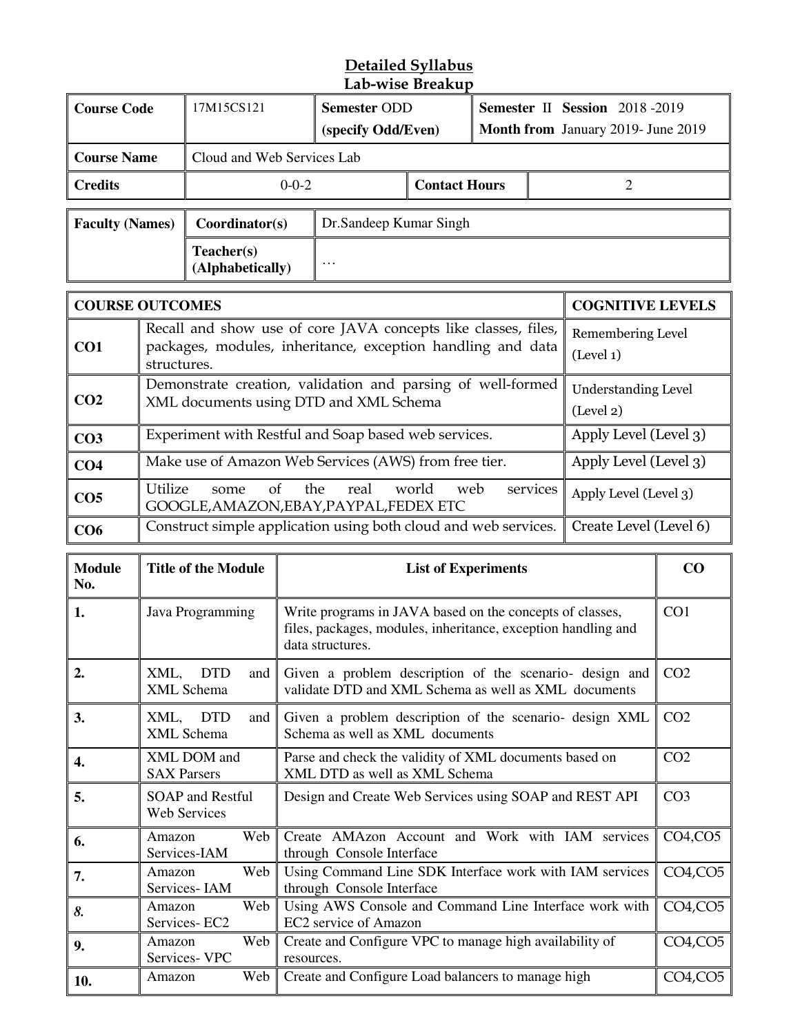# Detailed Syllabus
## Lab-wise Breakup

| Course Code | 17M15CS121 | Semester ODD (specify Odd/Even) | Semester II Session 2018 -2019 Month from January 2019- June 2019 |
|---|---|---|---|
| Course Name | Cloud and Web Services Lab | | |
| Credits | 0-0-2 | Contact Hours | 2 |

| Faculty (Names) | Coordinator(s) | Dr.Sandeep Kumar Singh |
|---|---|---|
| | Teacher(s) (Alphabetically) | … |

| COURSE OUTCOMES | | COGNITIVE LEVELS |
|---|---|---|
| CO1 | Recall and show use of core JAVA concepts like classes, files, packages, modules, inheritance, exception handling and data structures. | Remembering Level (Level 1) |
| CO2 | Demonstrate creation, validation and parsing of well-formed XML documents using DTD and XML Schema | Understanding Level (Level 2) |
| CO3 | Experiment with Restful and Soap based web services. | Apply Level (Level 3) |
| CO4 | Make use of Amazon Web Services (AWS) from free tier. | Apply Level (Level 3) |
| CO5 | Utilize some of the real world web services GOOGLE,AMAZON,EBAY,PAYPAL,FEDEX ETC | Apply Level (Level 3) |
| CO6 | Construct simple application using both cloud and web services. | Create Level (Level 6) |

| Module No. | Title of the Module | List of Experiments | CO |
|---|---|---|---|
| 1. | Java Programming | Write programs in JAVA based on the concepts of classes, files, packages, modules, inheritance, exception handling and data structures. | CO1 |
| 2. | XML, DTD and XML Schema | Given a problem description of the scenario- design and validate DTD and XML Schema as well as XML documents | CO2 |
| 3. | XML, DTD and XML Schema | Given a problem description of the scenario- design XML Schema as well as XML documents | CO2 |
| 4. | XML DOM and SAX Parsers | Parse and check the validity of XML documents based on XML DTD as well as XML Schema | CO2 |
| 5. | SOAP and Restful Web Services | Design and Create Web Services using SOAP and REST API | CO3 |
| 6. | Amazon Web Services-IAM | Create AMAzon Account and Work with IAM services through Console Interface | CO4,CO5 |
| 7. | Amazon Web Services- IAM | Using Command Line SDK Interface work with IAM services through Console Interface | CO4,CO5 |
| *8.* | Amazon Web Services- EC2 | Using AWS Console and Command Line Interface work with EC2 service of Amazon | CO4,CO5 |
| 9. | Amazon Web Services- VPC | Create and Configure VPC to manage high availability of resources. | CO4,CO5 |
| 10. | Amazon Web | Create and Configure Load balancers to manage high | CO4,CO5 |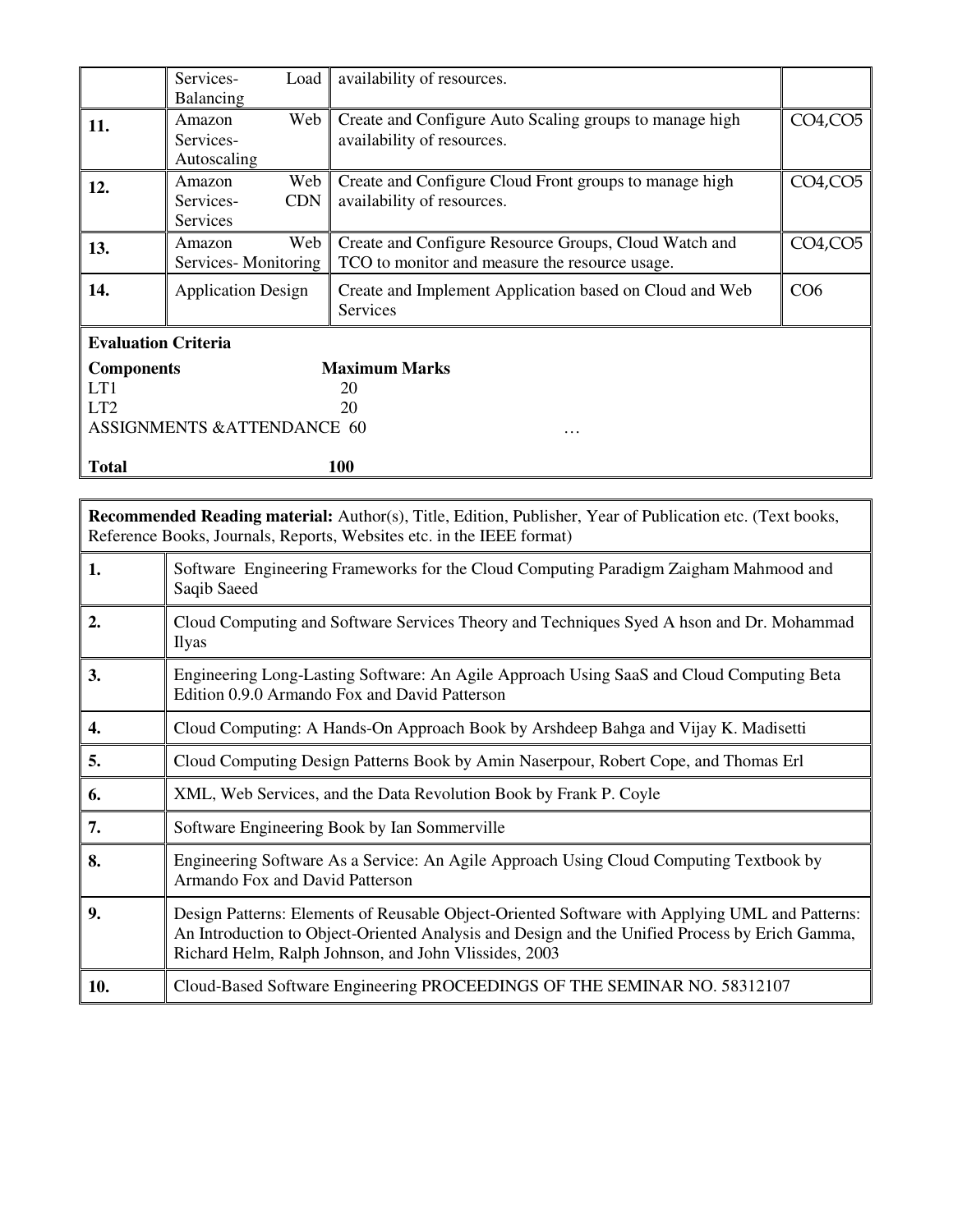|  | Services- Load Balancing | availability of resources. |  |
|---|---|---|---|
| **11.** | Amazon Web Services- Autoscaling | Create and Configure Auto Scaling groups to manage high availability of resources. | CO4,CO5 |
| **12.** | Amazon Web Services- CDN Services | Create and Configure Cloud Front groups to manage high availability of resources. | CO4,CO5 |
| **13.** | Amazon Web Services- Monitoring | Create and Configure Resource Groups, Cloud Watch and TCO to monitor and measure the resource usage. | CO4,CO5 |
| **14.** | Application Design | Create and Implement Application based on Cloud and Web Services | CO6 |

**Evaluation Criteria**

| **Components** | **Maximum Marks** |
|---|---|
| LT1 | 20 |
| LT2 | 20 |
| ASSIGNMENTS &ATTENDANCE | 60 |
| **Total** | **100** |

**Recommended Reading material:** Author(s), Title, Edition, Publisher, Year of Publication etc. (Text books, Reference Books, Journals, Reports, Websites etc. in the IEEE format)

| | |
|---|---|
| **1.** | Software Engineering Frameworks for the Cloud Computing Paradigm Zaigham Mahmood and Saqib Saeed |
| **2.** | Cloud Computing and Software Services Theory and Techniques Syed A hson and Dr. Mohammad Ilyas |
| **3.** | Engineering Long-Lasting Software: An Agile Approach Using SaaS and Cloud Computing Beta Edition 0.9.0 Armando Fox and David Patterson |
| **4.** | Cloud Computing: A Hands-On Approach Book by Arshdeep Bahga and Vijay K. Madisetti |
| **5.** | Cloud Computing Design Patterns Book by Amin Naserpour, Robert Cope, and Thomas Erl |
| **6.** | XML, Web Services, and the Data Revolution Book by Frank P. Coyle |
| **7.** | Software Engineering Book by Ian Sommerville |
| **8.** | Engineering Software As a Service: An Agile Approach Using Cloud Computing Textbook by Armando Fox and David Patterson |
| **9.** | Design Patterns: Elements of Reusable Object-Oriented Software with Applying UML and Patterns: An Introduction to Object-Oriented Analysis and Design and the Unified Process by Erich Gamma, Richard Helm, Ralph Johnson, and John Vlissides, 2003 |
| **10.** | Cloud-Based Software Engineering PROCEEDINGS OF THE SEMINAR NO. 58312107 |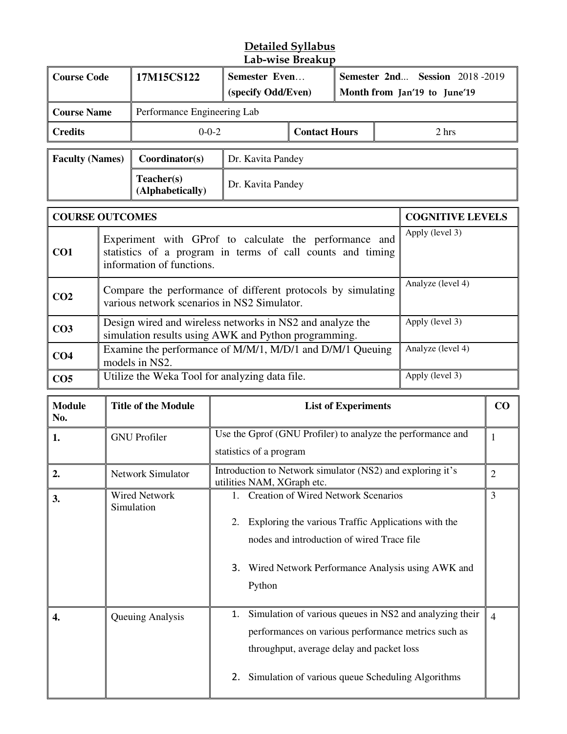# Detailed Syllabus

## Lab-wise Breakup

| Course Code | 17M15CS122 | Semester Even… (specify Odd/Even) | Semester 2nd... Session 2018 -2019 Month from Jan'19 to June'19 |
|---|---|---|---|
| Course Name | Performance Engineering Lab | | |
| Credits | 0-0-2 | Contact Hours | 2 hrs |

| Faculty (Names) | Coordinator(s) | Dr. Kavita Pandey |
|---|---|---|
| | Teacher(s) (Alphabetically) | Dr. Kavita Pandey |

| COURSE OUTCOMES | | COGNITIVE LEVELS |
|---|---|---|
| CO1 | Experiment with GProf to calculate the performance and statistics of a program in terms of call counts and timing information of functions. | Apply (level 3) |
| CO2 | Compare the performance of different protocols by simulating various network scenarios in NS2 Simulator. | Analyze (level 4) |
| CO3 | Design wired and wireless networks in NS2 and analyze the simulation results using AWK and Python programming. | Apply (level 3) |
| CO4 | Examine the performance of M/M/1, M/D/1 and D/M/1 Queuing models in NS2. | Analyze (level 4) |
| CO5 | Utilize the Weka Tool for analyzing data file. | Apply (level 3) |

| Module No. | Title of the Module | List of Experiments | CO |
|---|---|---|---|
| 1. | GNU Profiler | Use the Gprof (GNU Profiler) to analyze the performance and statistics of a program | 1 |
| 2. | Network Simulator | Introduction to Network simulator (NS2) and exploring it's utilities NAM, XGraph etc. | 2 |
| 3. | Wired Network Simulation | 1. Creation of Wired Network Scenarios<br>2. Exploring the various Traffic Applications with the nodes and introduction of wired Trace file<br>3. Wired Network Performance Analysis using AWK and Python | 3 |
| 4. | Queuing Analysis | 1. Simulation of various queues in NS2 and analyzing their performances on various performance metrics such as throughput, average delay and packet loss<br>2. Simulation of various queue Scheduling Algorithms | 4 |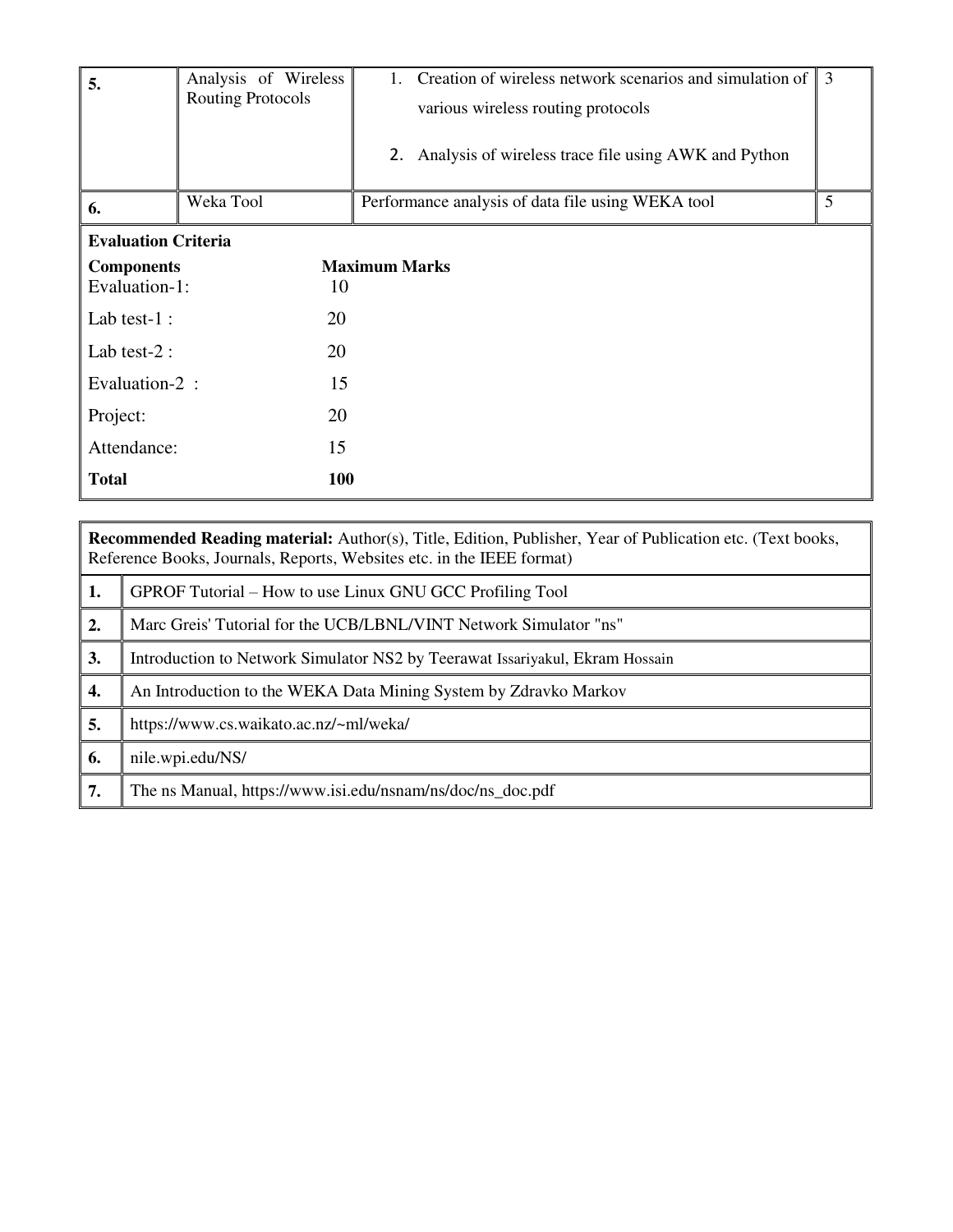| 5. | Analysis of Wireless Routing Protocols | 1. Creation of wireless network scenarios and simulation of various wireless routing protocols<br>2. Analysis of wireless trace file using AWK and Python | 3 |
|---|---|---|---|
| 6. | Weka Tool | Performance analysis of data file using WEKA tool | 5 |

**Evaluation Criteria**

| **Components** | **Maximum Marks** |
|---|---|
| Evaluation-1: | 10 |
| Lab test-1 : | 20 |
| Lab test-2 : | 20 |
| Evaluation-2 : | 15 |
| Project: | 20 |
| Attendance: | 15 |
| **Total** | **100** |

**Recommended Reading material:** Author(s), Title, Edition, Publisher, Year of Publication etc. (Text books, Reference Books, Journals, Reports, Websites etc. in the IEEE format)

| | |
|---|---|
| **1.** | GPROF Tutorial – How to use Linux GNU GCC Profiling Tool |
| **2.** | Marc Greis' Tutorial for the UCB/LBNL/VINT Network Simulator "ns" |
| **3.** | Introduction to Network Simulator NS2 by Teerawat Issariyakul, Ekram Hossain |
| **4.** | An Introduction to the WEKA Data Mining System by Zdravko Markov |
| **5.** | https://www.cs.waikato.ac.nz/~ml/weka/ |
| **6.** | nile.wpi.edu/NS/ |
| **7.** | The ns Manual, https://www.isi.edu/nsnam/ns/doc/ns_doc.pdf |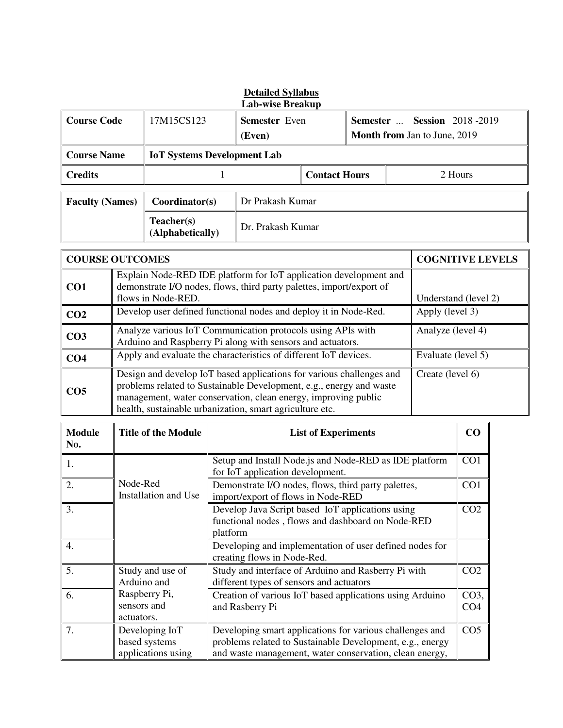**Detailed Syllabus**
**Lab-wise Breakup**

| **Course Code** | 17M15CS123 | **Semester** Even **(Even)** | | **Semester** ... **Session** 2018 -2019 **Month from** Jan to June, 2019 |
|---|---|---|---|---|
| **Course Name** | **IoT Systems Development Lab** | | | |
| **Credits** | 1 | | **Contact Hours** | 2 Hours |

| **Faculty (Names)** | **Coordinator(s)** | Dr Prakash Kumar |
|---|---|---|
| | **Teacher(s) (Alphabetically)** | Dr. Prakash Kumar |

| **COURSE OUTCOMES** | | **COGNITIVE LEVELS** |
|---|---|---|
| **CO1** | Explain Node-RED IDE platform for IoT application development and demonstrate I/O nodes, flows, third party palettes, import/export of flows in Node-RED. | Understand (level 2) |
| **CO2** | Develop user defined functional nodes and deploy it in Node-Red. | Apply (level 3) |
| **CO3** | Analyze various IoT Communication protocols using APIs with Arduino and Raspberry Pi along with sensors and actuators. | Analyze (level 4) |
| **CO4** | Apply and evaluate the characteristics of different IoT devices. | Evaluate (level 5) |
| **CO5** | Design and develop IoT based applications for various challenges and problems related to Sustainable Development, e.g., energy and waste management, water conservation, clean energy, improving public health, sustainable urbanization, smart agriculture etc. | Create (level 6) |

| **Module No.** | **Title of the Module** | **List of Experiments** | **CO** |
|---|---|---|---|
| 1. | Node-Red Installation and Use | Setup and Install Node.js and Node-RED as IDE platform for IoT application development. | CO1 |
| 2. | | Demonstrate I/O nodes, flows, third party palettes, import/export of flows in Node-RED | CO1 |
| 3. | | Develop Java Script based IoT applications using functional nodes , flows and dashboard on Node-RED platform | CO2 |
| 4. | | Developing and implementation of user defined nodes for creating flows in Node-Red. | |
| 5. | Study and use of Arduino and Raspberry Pi, sensors and actuators. | Study and interface of Arduino and Rasberry Pi with different types of sensors and actuators | CO2 |
| 6. | | Creation of various IoT based applications using Arduino and Rasberry Pi | CO3, CO4 |
| 7. | Developing IoT based systems applications using | Developing smart applications for various challenges and problems related to Sustainable Development, e.g., energy and waste management, water conservation, clean energy, | CO5 |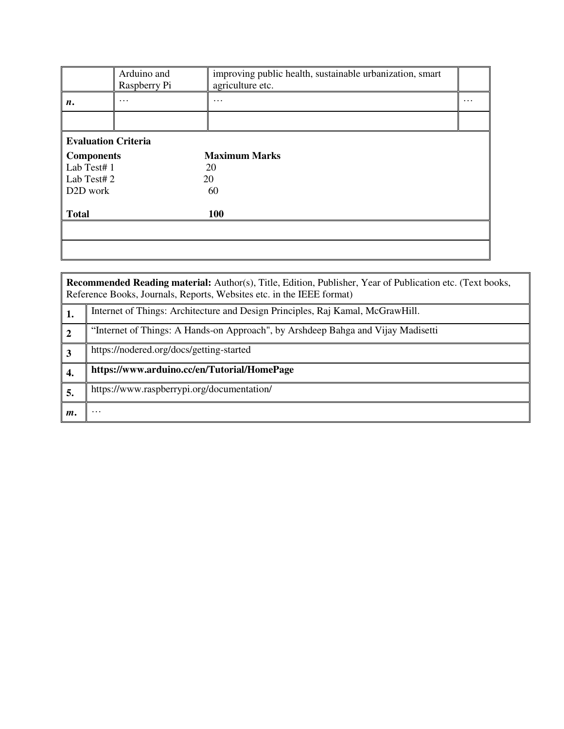|  | Arduino and Raspberry Pi | improving public health, sustainable urbanization, smart agriculture etc. |  |
|---|---|---|---|
| ***n*.** | … | … | … |
|  |  |  |  |

**Evaluation Criteria**

| **Components** | **Maximum Marks** |
|---|---|
| Lab Test# 1 | 20 |
| Lab Test# 2 | 20 |
| D2D work | 60 |
| **Total** | **100** |

| **Recommended Reading material:** Author(s), Title, Edition, Publisher, Year of Publication etc. (Text books, Reference Books, Journals, Reports, Websites etc. in the IEEE format) | |
|---|---|
| **1.** | Internet of Things: Architecture and Design Principles, Raj Kamal, McGrawHill. |
| **2** | "Internet of Things: A Hands-on Approach", by Arshdeep Bahga and Vijay Madisetti |
| **3** | https://nodered.org/docs/getting-started |
| **4.** | **https://www.arduino.cc/en/Tutorial/HomePage** |
| **5.** | https://www.raspberrypi.org/documentation/ |
| ***m*.** | … |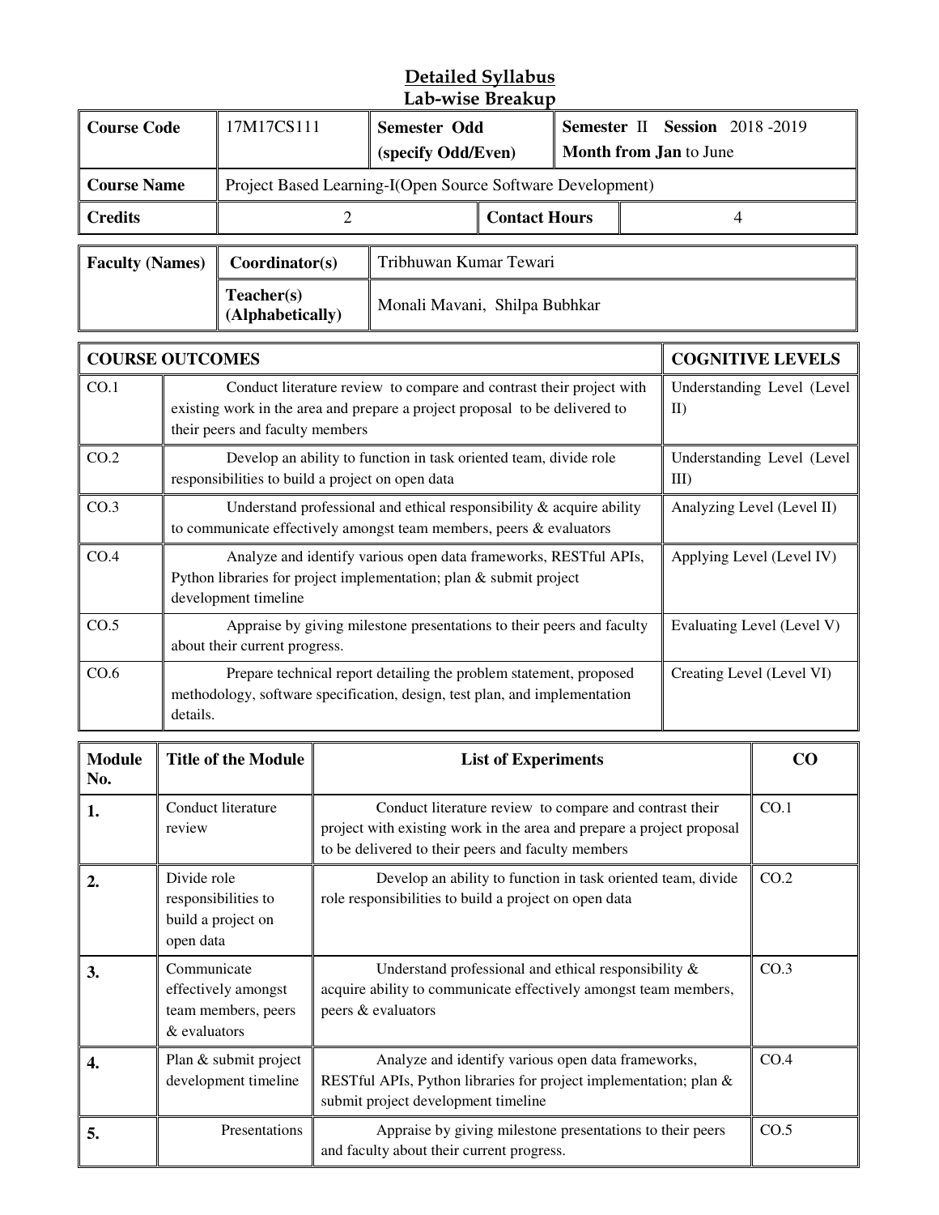## Detailed Syllabus
### Lab-wise Breakup

| Course Code | 17M17CS111 | Semester Odd (specify Odd/Even) | | Semester II Session 2018 -2019 Month from Jan to June |
|---|---|---|---|---|
| Course Name | Project Based Learning-I(Open Source Software Development) | | | |
| Credits | 2 | | Contact Hours | 4 |

| Faculty (Names) | Coordinator(s) | Tribhuwan Kumar Tewari |
|---|---|---|
| | Teacher(s) (Alphabetically) | Monali Mavani, Shilpa Bubhkar |

| COURSE OUTCOMES | | COGNITIVE LEVELS |
|---|---|---|
| CO.1 | Conduct literature review to compare and contrast their project with existing work in the area and prepare a project proposal to be delivered to their peers and faculty members | Understanding Level (Level II) |
| CO.2 | Develop an ability to function in task oriented team, divide role responsibilities to build a project on open data | Understanding Level (Level III) |
| CO.3 | Understand professional and ethical responsibility & acquire ability to communicate effectively amongst team members, peers & evaluators | Analyzing Level (Level II) |
| CO.4 | Analyze and identify various open data frameworks, RESTful APIs, Python libraries for project implementation; plan & submit project development timeline | Applying Level (Level IV) |
| CO.5 | Appraise by giving milestone presentations to their peers and faculty about their current progress. | Evaluating Level (Level V) |
| CO.6 | Prepare technical report detailing the problem statement, proposed methodology, software specification, design, test plan, and implementation details. | Creating Level (Level VI) |

| Module No. | Title of the Module | List of Experiments | CO |
|---|---|---|---|
| 1. | Conduct literature review | Conduct literature review to compare and contrast their project with existing work in the area and prepare a project proposal to be delivered to their peers and faculty members | CO.1 |
| 2. | Divide role responsibilities to build a project on open data | Develop an ability to function in task oriented team, divide role responsibilities to build a project on open data | CO.2 |
| 3. | Communicate effectively amongst team members, peers & evaluators | Understand professional and ethical responsibility & acquire ability to communicate effectively amongst team members, peers & evaluators | CO.3 |
| 4. | Plan & submit project development timeline | Analyze and identify various open data frameworks, RESTful APIs, Python libraries for project implementation; plan & submit project development timeline | CO.4 |
| 5. | Presentations | Appraise by giving milestone presentations to their peers and faculty about their current progress. | CO.5 |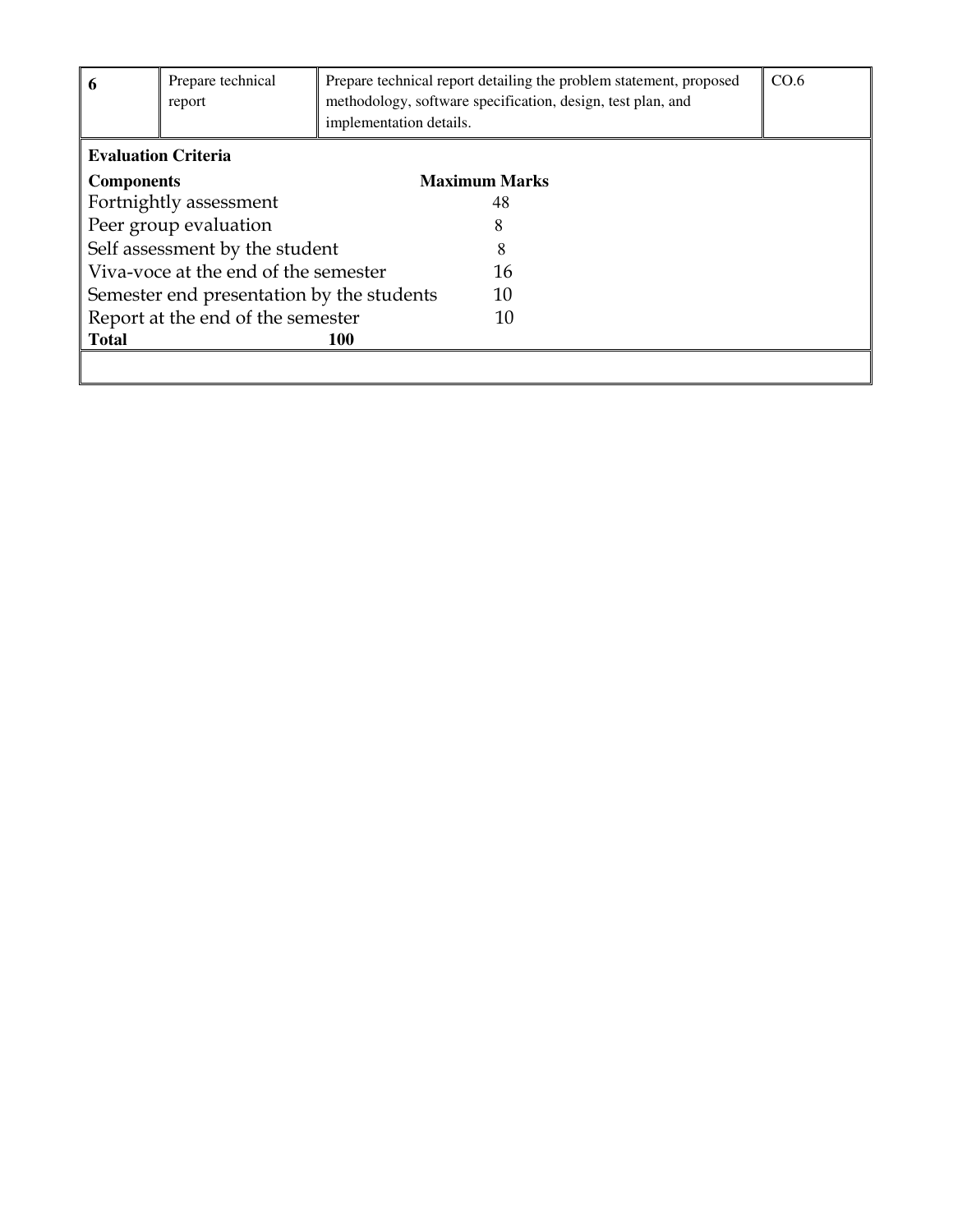| 6 | Prepare technical report | Prepare technical report detailing the problem statement, proposed methodology, software specification, design, test plan, and implementation details. | CO.6 |
|---|---|---|---|

**Evaluation Criteria**

| Components | Maximum Marks |
|---|---|
| Fortnightly assessment | 48 |
| Peer group evaluation | 8 |
| Self assessment by the student | 8 |
| Viva-voce at the end of the semester | 16 |
| Semester end presentation by the students | 10 |
| Report at the end of the semester | 10 |
| **Total** | **100** |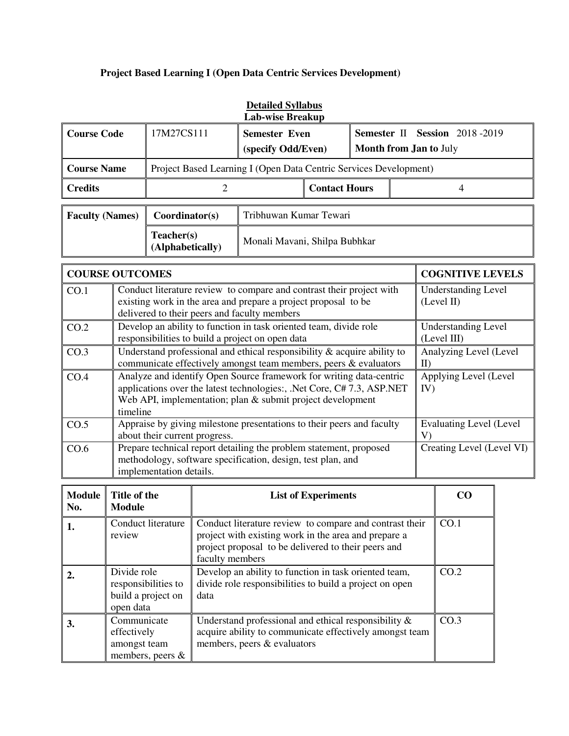**Project Based Learning I (Open Data Centric Services Development)**

**Detailed Syllabus**
**Lab-wise Breakup**

| **Course Code** | 17M27CS111 | **Semester Even** (specify Odd/Even) | | **Semester** II **Session** 2018 -2019 **Month from Jan to** July |
|---|---|---|---|---|
| **Course Name** | Project Based Learning I (Open Data Centric Services Development) | | | |
| **Credits** | 2 | | **Contact Hours** | 4 |

| **Faculty (Names)** | **Coordinator(s)** | Tribhuwan Kumar Tewari |
|---|---|---|
| | **Teacher(s) (Alphabetically)** | Monali Mavani, Shilpa Bubhkar |

| **COURSE OUTCOMES** | | **COGNITIVE LEVELS** |
|---|---|---|
| CO.1 | Conduct literature review to compare and contrast their project with existing work in the area and prepare a project proposal to be delivered to their peers and faculty members | Understanding Level (Level II) |
| CO.2 | Develop an ability to function in task oriented team, divide role responsibilities to build a project on open data | Understanding Level (Level III) |
| CO.3 | Understand professional and ethical responsibility & acquire ability to communicate effectively amongst team members, peers & evaluators | Analyzing Level (Level II) |
| CO.4 | Analyze and identify Open Source framework for writing data-centric applications over the latest technologies:, .Net Core, C# 7.3, ASP.NET Web API, implementation; plan & submit project development timeline | Applying Level (Level IV) |
| CO.5 | Appraise by giving milestone presentations to their peers and faculty about their current progress. | Evaluating Level (Level V) |
| CO.6 | Prepare technical report detailing the problem statement, proposed methodology, software specification, design, test plan, and implementation details. | Creating Level (Level VI) |

| **Module No.** | **Title of the Module** | **List of Experiments** | **CO** |
|---|---|---|---|
| **1.** | Conduct literature review | Conduct literature review to compare and contrast their project with existing work in the area and prepare a project proposal to be delivered to their peers and faculty members | CO.1 |
| **2.** | Divide role responsibilities to build a project on open data | Develop an ability to function in task oriented team, divide role responsibilities to build a project on open data | CO.2 |
| **3.** | Communicate effectively amongst team members, peers & | Understand professional and ethical responsibility & acquire ability to communicate effectively amongst team members, peers & evaluators | CO.3 |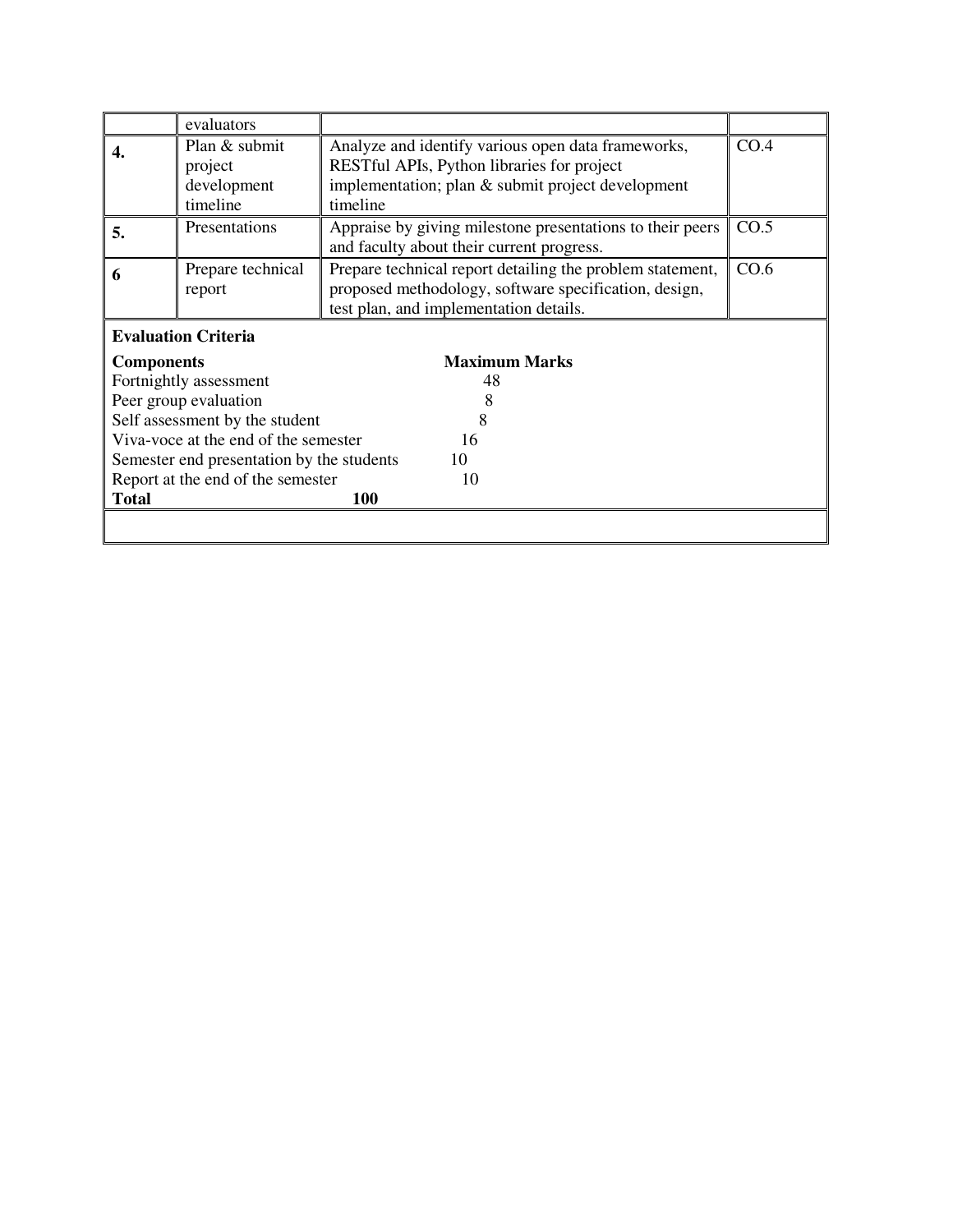| | | | |
|---|---|---|---|
| | evaluators | | |
| **4.** | Plan & submit project development timeline | Analyze and identify various open data frameworks, RESTful APIs, Python libraries for project implementation; plan & submit project development timeline | CO.4 |
| **5.** | Presentations | Appraise by giving milestone presentations to their peers and faculty about their current progress. | CO.5 |
| **6** | Prepare technical report | Prepare technical report detailing the problem statement, proposed methodology, software specification, design, test plan, and implementation details. | CO.6 |

**Evaluation Criteria**

| **Components** | **Maximum Marks** |
|---|---|
| Fortnightly assessment | 48 |
| Peer group evaluation | 8 |
| Self assessment by the student | 8 |
| Viva-voce at the end of the semester | 16 |
| Semester end presentation by the students | 10 |
| Report at the end of the semester | 10 |
| **Total** | **100** |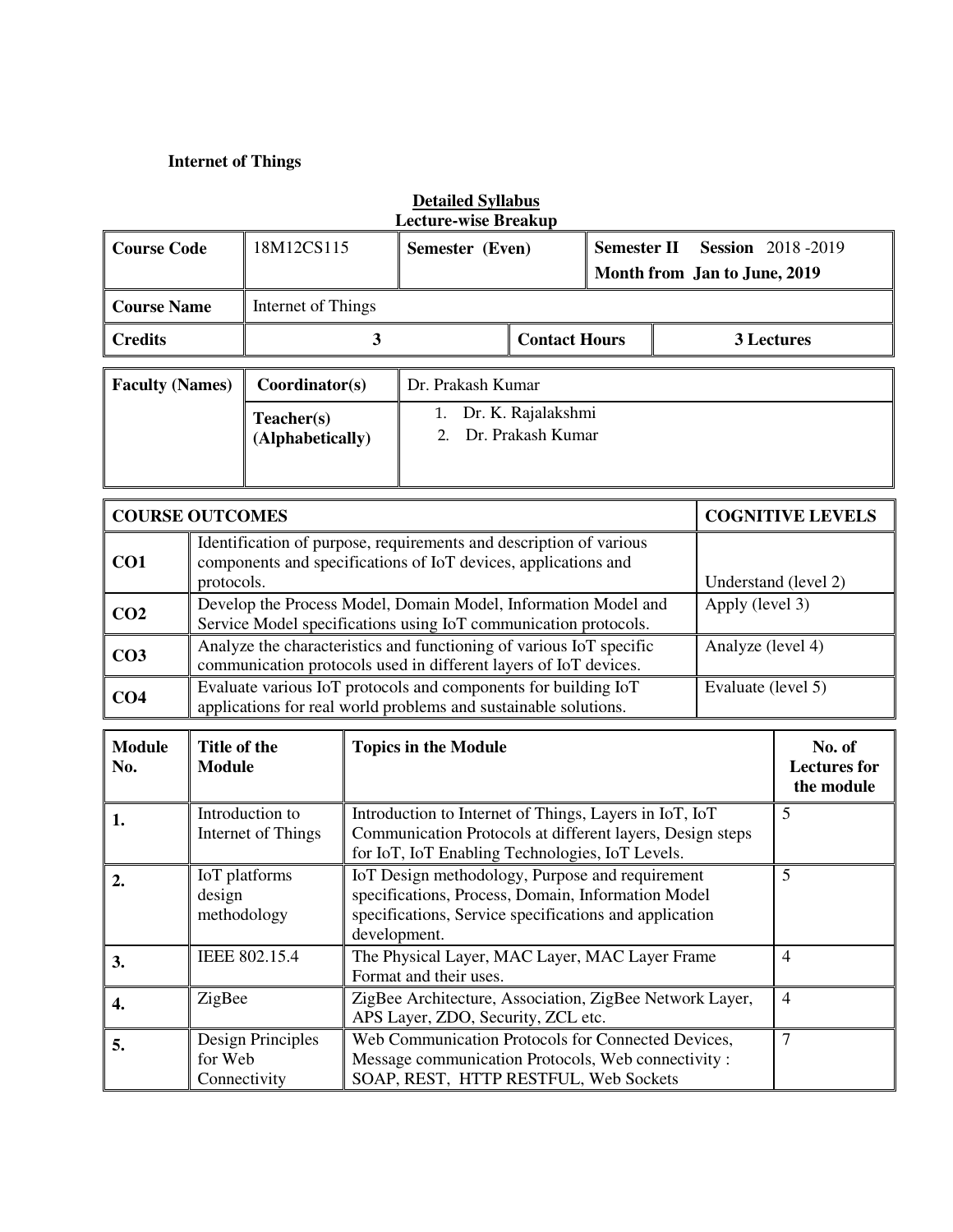**Internet of Things**

**Detailed Syllabus**
**Lecture-wise Breakup**

| **Course Code** | 18M12CS115 | **Semester (Even)** | | **Semester II Session** 2018 -2019 **Month from Jan to June, 2019** |
|---|---|---|---|---|
| **Course Name** | Internet of Things | | | |
| **Credits** | **3** | | **Contact Hours** | **3 Lectures** |

| **Faculty (Names)** | **Coordinator(s)** | Dr. Prakash Kumar |
|---|---|---|
| | **Teacher(s) (Alphabetically)** | 1. Dr. K. Rajalakshmi<br>2. Dr. Prakash Kumar |

| **COURSE OUTCOMES** | | **COGNITIVE LEVELS** |
|---|---|---|
| **CO1** | Identification of purpose, requirements and description of various components and specifications of IoT devices, applications and protocols. | Understand (level 2) |
| **CO2** | Develop the Process Model, Domain Model, Information Model and Service Model specifications using IoT communication protocols. | Apply (level 3) |
| **CO3** | Analyze the characteristics and functioning of various IoT specific communication protocols used in different layers of IoT devices. | Analyze (level 4) |
| **CO4** | Evaluate various IoT protocols and components for building IoT applications for real world problems and sustainable solutions. | Evaluate (level 5) |

| **Module No.** | **Title of the Module** | **Topics in the Module** | **No. of Lectures for the module** |
|---|---|---|---|
| **1.** | Introduction to Internet of Things | Introduction to Internet of Things, Layers in IoT, IoT Communication Protocols at different layers, Design steps for IoT, IoT Enabling Technologies, IoT Levels. | 5 |
| **2.** | IoT platforms design methodology | IoT Design methodology, Purpose and requirement specifications, Process, Domain, Information Model specifications, Service specifications and application development. | 5 |
| **3.** | IEEE 802.15.4 | The Physical Layer, MAC Layer, MAC Layer Frame Format and their uses. | 4 |
| **4.** | ZigBee | ZigBee Architecture, Association, ZigBee Network Layer, APS Layer, ZDO, Security, ZCL etc. | 4 |
| **5.** | Design Principles for Web Connectivity | Web Communication Protocols for Connected Devices, Message communication Protocols, Web connectivity : SOAP, REST, HTTP RESTFUL, Web Sockets | 7 |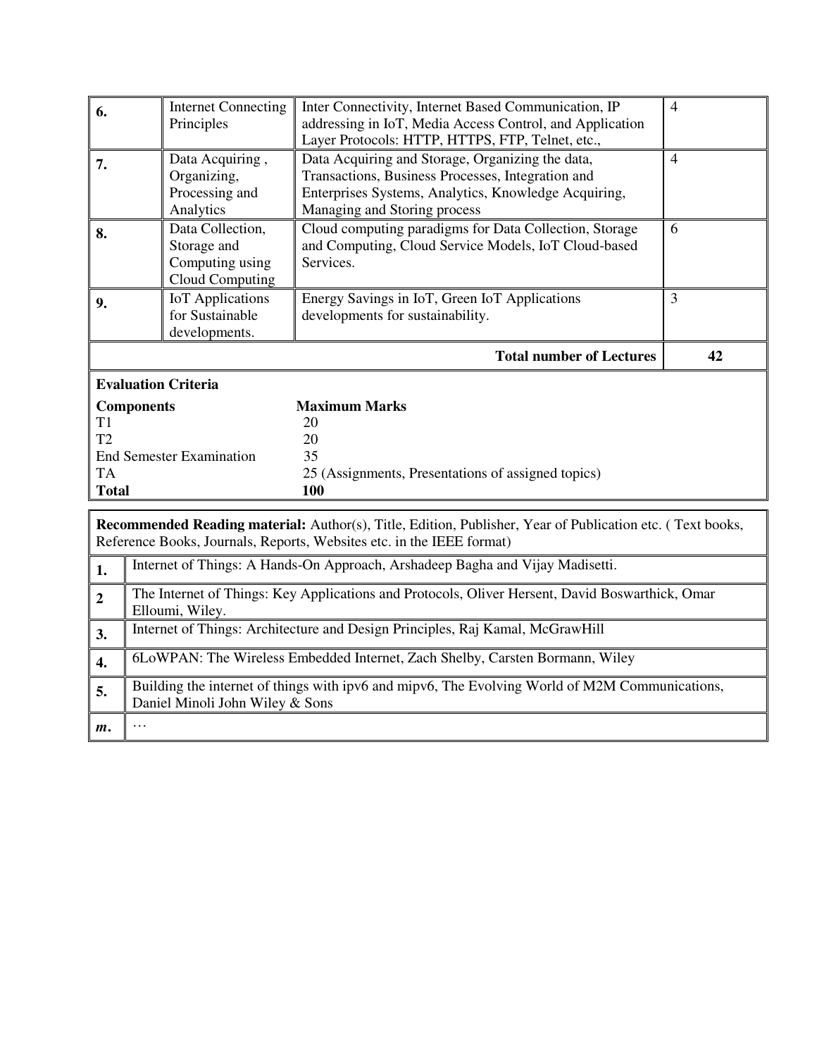| | | | |
|---|---|---|---|
| **6.** | Internet Connecting Principles | Inter Connectivity, Internet Based Communication, IP addressing in IoT, Media Access Control, and Application Layer Protocols: HTTP, HTTPS, FTP, Telnet, etc., | 4 |
| **7.** | Data Acquiring , Organizing, Processing and Analytics | Data Acquiring and Storage, Organizing the data, Transactions, Business Processes, Integration and Enterprises Systems, Analytics, Knowledge Acquiring, Managing and Storing process | 4 |
| **8.** | Data Collection, Storage and Computing using Cloud Computing | Cloud computing paradigms for Data Collection, Storage and Computing, Cloud Service Models, IoT Cloud-based Services. | 6 |
| **9.** | IoT Applications for Sustainable developments. | Energy Savings in IoT, Green IoT Applications developments for sustainability. | 3 |
| | | **Total number of Lectures** | **42** |

**Evaluation Criteria**

| **Components** | **Maximum Marks** |
|---|---|
| T1 | 20 |
| T2 | 20 |
| End Semester Examination | 35 |
| TA | 25 (Assignments, Presentations of assigned topics) |
| **Total** | **100** |

**Recommended Reading material:** Author(s), Title, Edition, Publisher, Year of Publication etc. ( Text books, Reference Books, Journals, Reports, Websites etc. in the IEEE format)

| | |
|---|---|
| **1.** | Internet of Things: A Hands-On Approach, Arshadeep Bagha and Vijay Madisetti. |
| **2** | The Internet of Things: Key Applications and Protocols, Oliver Hersent, David Boswarthick, Omar Elloumi, Wiley. |
| **3.** | Internet of Things: Architecture and Design Principles, Raj Kamal, McGrawHill |
| **4.** | 6LoWPAN: The Wireless Embedded Internet, Zach Shelby, Carsten Bormann, Wiley |
| **5.** | Building the internet of things with ipv6 and mipv6, The Evolving World of M2M Communications, Daniel Minoli John Wiley & Sons |
| ***m*.** | … |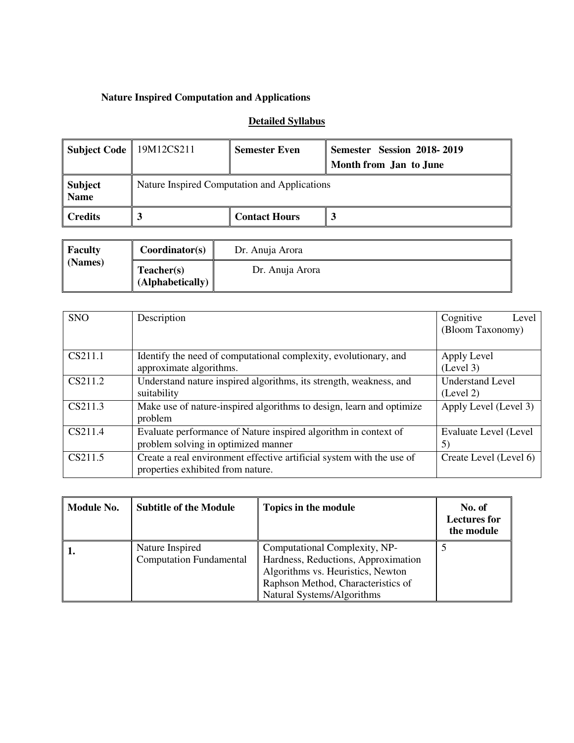**Nature Inspired Computation and Applications**

**Detailed Syllabus**

| **Subject Code** | 19M12CS211 | **Semester Even** | **Semester Session 2018- 2019** **Month from Jan to June** |
|---|---|---|---|
| **Subject Name** | Nature Inspired Computation and Applications | | |
| **Credits** | **3** | **Contact Hours** | **3** |

| **Faculty (Names)** | **Coordinator(s)** | Dr. Anuja Arora |
|---|---|---|
| | **Teacher(s) (Alphabetically)** | Dr. Anuja Arora |

| SNO | Description | Cognitive Level (Bloom Taxonomy) |
|---|---|---|
| CS211.1 | Identify the need of computational complexity, evolutionary, and approximate algorithms. | Apply Level (Level 3) |
| CS211.2 | Understand nature inspired algorithms, its strength, weakness, and suitability | Understand Level (Level 2) |
| CS211.3 | Make use of nature-inspired algorithms to design, learn and optimize problem | Apply Level (Level 3) |
| CS211.4 | Evaluate performance of Nature inspired algorithm in context of problem solving in optimized manner | Evaluate Level (Level 5) |
| CS211.5 | Create a real environment effective artificial system with the use of properties exhibited from nature. | Create Level (Level 6) |

| **Module No.** | **Subtitle of the Module** | **Topics in the module** | **No. of Lectures for the module** |
|---|---|---|---|
| **1.** | Nature Inspired Computation Fundamental | Computational Complexity, NP-Hardness, Reductions, Approximation Algorithms vs. Heuristics, Newton Raphson Method, Characteristics of Natural Systems/Algorithms | 5 |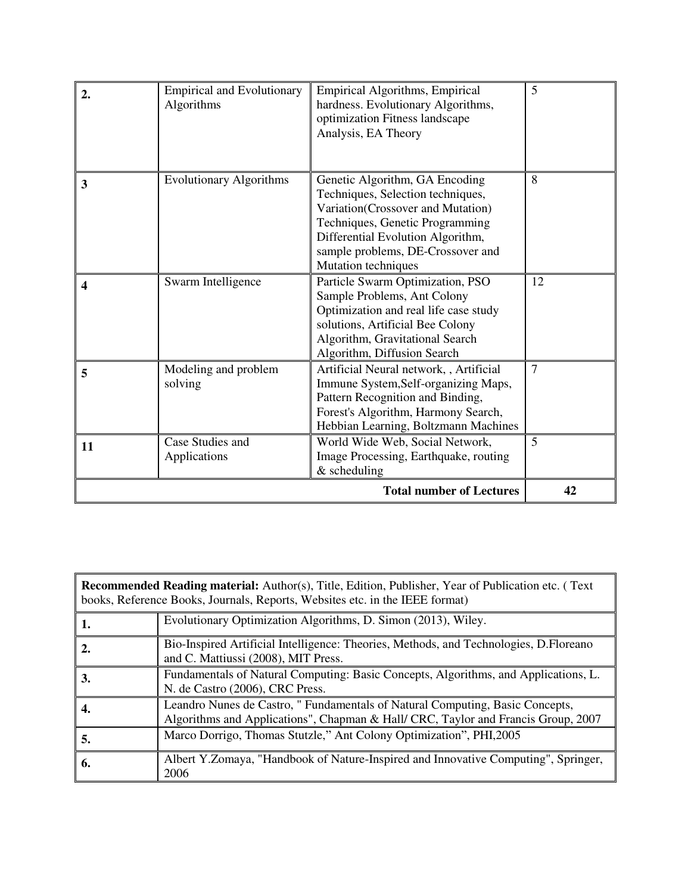| | | | |
|---|---|---|---|
| **2.** | Empirical and Evolutionary Algorithms | Empirical Algorithms, Empirical hardness. Evolutionary Algorithms, optimization Fitness landscape Analysis, EA Theory | 5 |
| **3** | Evolutionary Algorithms | Genetic Algorithm, GA Encoding Techniques, Selection techniques, Variation(Crossover and Mutation) Techniques, Genetic Programming Differential Evolution Algorithm, sample problems, DE-Crossover and Mutation techniques | 8 |
| **4** | Swarm Intelligence | Particle Swarm Optimization, PSO Sample Problems, Ant Colony Optimization and real life case study solutions, Artificial Bee Colony Algorithm, Gravitational Search Algorithm, Diffusion Search | 12 |
| **5** | Modeling and problem solving | Artificial Neural network, , Artificial Immune System,Self-organizing Maps, Pattern Recognition and Binding, Forest's Algorithm, Harmony Search, Hebbian Learning, Boltzmann Machines | 7 |
| **11** | Case Studies and Applications | World Wide Web, Social Network, Image Processing, Earthquake, routing & scheduling | 5 |
| | | **Total number of Lectures** | **42** |

| **Recommended Reading material:** Author(s), Title, Edition, Publisher, Year of Publication etc. ( Text books, Reference Books, Journals, Reports, Websites etc. in the IEEE format) | |
|---|---|
| **1.** | Evolutionary Optimization Algorithms, D. Simon (2013), Wiley. |
| **2.** | Bio-Inspired Artificial Intelligence: Theories, Methods, and Technologies, D.Floreano and C. Mattiussi (2008), MIT Press. |
| **3.** | Fundamentals of Natural Computing: Basic Concepts, Algorithms, and Applications, L. N. de Castro (2006), CRC Press. |
| **4.** | Leandro Nunes de Castro, " Fundamentals of Natural Computing, Basic Concepts, Algorithms and Applications", Chapman & Hall/ CRC, Taylor and Francis Group, 2007 |
| **5.** | Marco Dorrigo, Thomas Stutzle," Ant Colony Optimization", PHI,2005 |
| **6.** | Albert Y.Zomaya, "Handbook of Nature-Inspired and Innovative Computing", Springer, 2006 |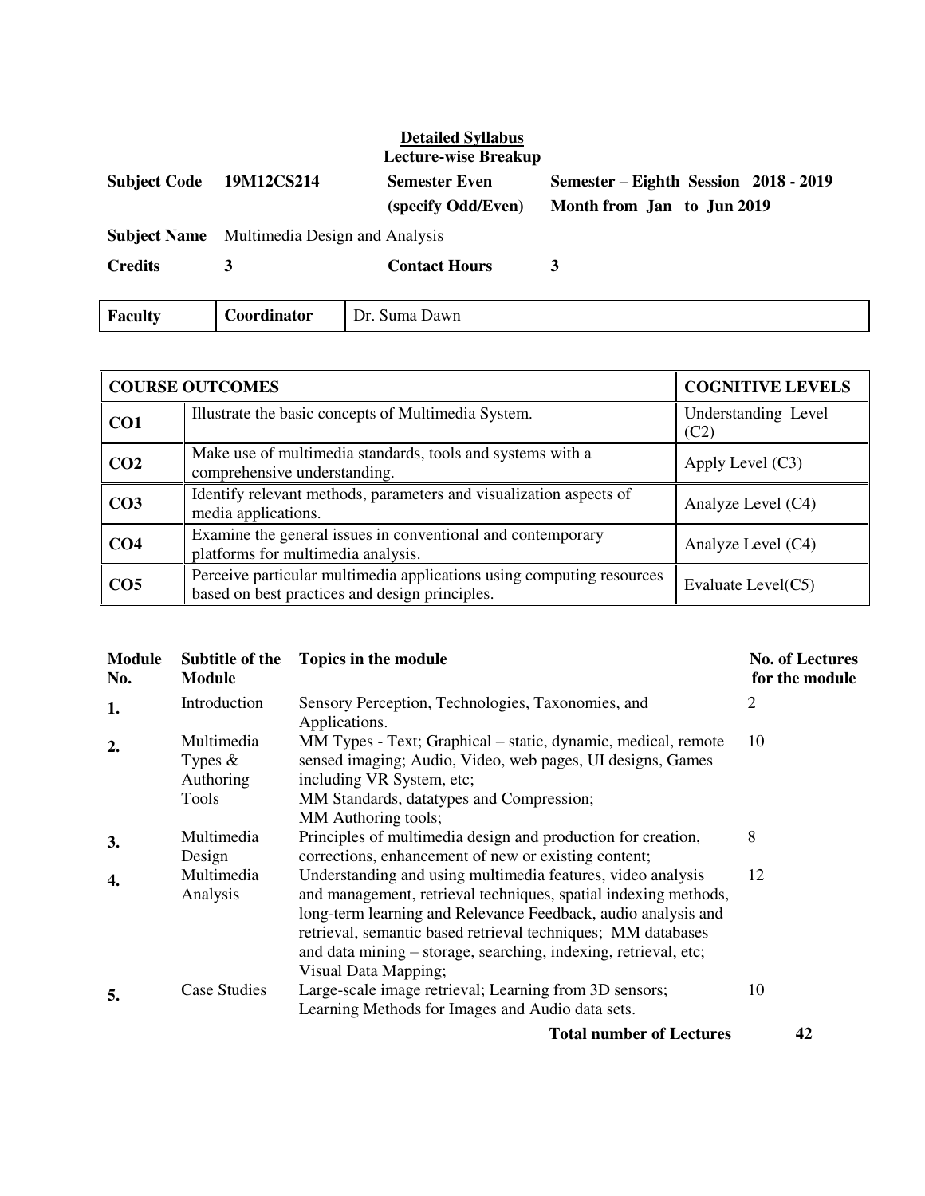## Detailed Syllabus

### Lecture-wise Breakup

| **Subject Code** | **19M12CS214** | **Semester Even (specify Odd/Even)** | **Semester – Eighth Session 2018 - 2019 Month from Jan to Jun 2019** |
|---|---|---|---|
| **Subject Name** | Multimedia Design and Analysis | | |
| **Credits** | **3** | **Contact Hours** | **3** |

| **Faculty** | **Coordinator** | Dr. Suma Dawn |
|---|---|---|

| **COURSE OUTCOMES** | | **COGNITIVE LEVELS** |
|---|---|---|
| **CO1** | Illustrate the basic concepts of Multimedia System. | Understanding Level (C2) |
| **CO2** | Make use of multimedia standards, tools and systems with a comprehensive understanding. | Apply Level (C3) |
| **CO3** | Identify relevant methods, parameters and visualization aspects of media applications. | Analyze Level (C4) |
| **CO4** | Examine the general issues in conventional and contemporary platforms for multimedia analysis. | Analyze Level (C4) |
| **CO5** | Perceive particular multimedia applications using computing resources based on best practices and design principles. | Evaluate Level(C5) |

| **Module No.** | **Subtitle of the Module** | **Topics in the module** | **No. of Lectures for the module** |
|---|---|---|---|
| **1.** | Introduction | Sensory Perception, Technologies, Taxonomies, and Applications. | 2 |
| **2.** | Multimedia Types & Authoring Tools | MM Types - Text; Graphical – static, dynamic, medical, remote sensed imaging; Audio, Video, web pages, UI designs, Games including VR System, etc; MM Standards, datatypes and Compression; MM Authoring tools; | 10 |
| **3.** | Multimedia Design | Principles of multimedia design and production for creation, corrections, enhancement of new or existing content; | 8 |
| **4.** | Multimedia Analysis | Understanding and using multimedia features, video analysis and management, retrieval techniques, spatial indexing methods, long-term learning and Relevance Feedback, audio analysis and retrieval, semantic based retrieval techniques; MM databases and data mining – storage, searching, indexing, retrieval, etc; Visual Data Mapping; | 12 |
| **5.** | Case Studies | Large-scale image retrieval; Learning from 3D sensors; Learning Methods for Images and Audio data sets. | 10 |
| | | **Total number of Lectures** | **42** |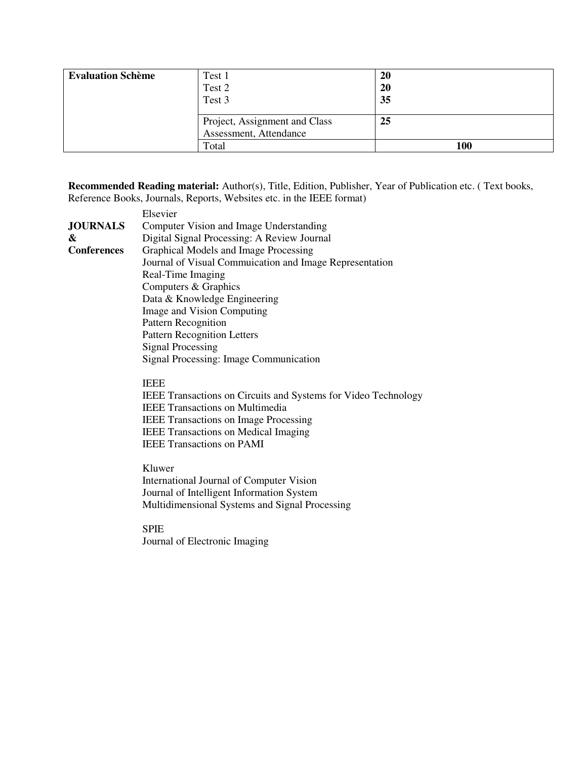| | | |
|---|---|---|
| **Evaluation Schème** | Test 1<br>Test 2<br>Test 3 | **20**<br>**20**<br>**35** |
| | Project, Assignment and Class Assessment, Attendance | **25** |
| | Total | **100** |

**Recommended Reading material:** Author(s), Title, Edition, Publisher, Year of Publication etc. ( Text books, Reference Books, Journals, Reports, Websites etc. in the IEEE format)

**JOURNALS & Conferences**

Elsevier
Computer Vision and Image Understanding
Digital Signal Processing: A Review Journal
Graphical Models and Image Processing
Journal of Visual Commuication and Image Representation
Real-Time Imaging
Computers & Graphics
Data & Knowledge Engineering
Image and Vision Computing
Pattern Recognition
Pattern Recognition Letters
Signal Processing
Signal Processing: Image Communication

IEEE
IEEE Transactions on Circuits and Systems for Video Technology
IEEE Transactions on Multimedia
IEEE Transactions on Image Processing
IEEE Transactions on Medical Imaging
IEEE Transactions on PAMI

Kluwer
International Journal of Computer Vision
Journal of Intelligent Information System
Multidimensional Systems and Signal Processing

SPIE
Journal of Electronic Imaging